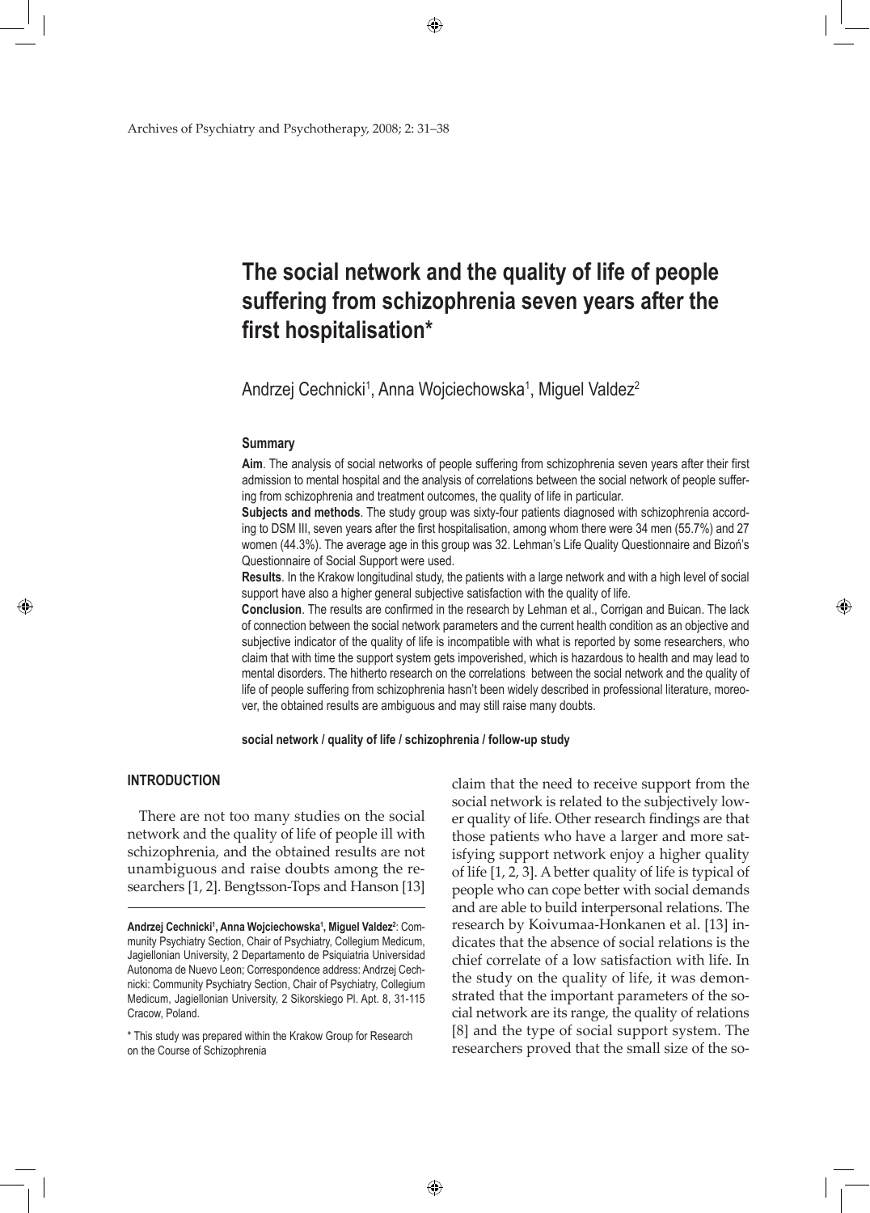# The social network and the quality of life of people suffering from schizophrenia seven years after the first hospitalisation*

Andrzej Cechnicki[1], Anna Wojciechowska[1], Miguel Valdez[2]

### Summary

**Aim**. The analysis of social networks of people suffering from schizophrenia seven years after their first admission to mental hospital and the analysis of correlations between the social network of people suffering from schizophrenia and treatment outcomes, the quality of life in particular.

**Subjects and methods**. The study group was sixty-four patients diagnosed with schizophrenia according to DSM III, seven years after the first hospitalisation, among whom there were 34 men (55.7%) and 27 women (44.3%). The average age in this group was 32. Lehman's Life Quality Questionnaire and Bizoń's Questionnaire of Social Support were used.

**Results**. In the Krakow longitudinal study, the patients with a large network and with a high level of social support have also a higher general subjective satisfaction with the quality of life.

**Conclusion**. The results are confirmed in the research by Lehman et al., Corrigan and Buican. The lack of connection between the social network parameters and the current health condition as an objective and subjective indicator of the quality of life is incompatible with what is reported by some researchers, who claim that with time the support system gets impoverished, which is hazardous to health and may lead to mental disorders. The hitherto research on the correlations between the social network and the quality of life of people suffering from schizophrenia hasn't been widely described in professional literature, moreover, the obtained results are ambiguous and may still raise many doubts.

**social network / quality of life / schizophrenia / follow-up study**

## INTRODUCTION

There are not too many studies on the social network and the quality of life of people ill with schizophrenia, and the obtained results are not unambiguous and raise doubts among the researchers [1, 2]. Bengtsson-Tops and Hanson [13] claim that the need to receive support from the social network is related to the subjectively lower quality of life. Other research findings are that those patients who have a larger and more satisfying support network enjoy a higher quality of life [1, 2, 3]. A better quality of life is typical of people who can cope better with social demands and are able to build interpersonal relations. The research by Koivumaa-Honkanen et al. [13] indicates that the absence of social relations is the chief correlate of a low satisfaction with life. In the study on the quality of life, it was demonstrated that the important parameters of the social network are its range, the quality of relations [8] and the type of social support system. The researchers proved that the small size of the so-

---

**Andrzej Cechnicki[1], Anna Wojciechowska[1], Miguel Valdez[2]**: Community Psychiatry Section, Chair of Psychiatry, Collegium Medicum, Jagiellonian University, 2 Departamento de Psiquiatria Universidad Autonoma de Nuevo Leon; Correspondence address: Andrzej Cechnicki: Community Psychiatry Section, Chair of Psychiatry, Collegium Medicum, Jagiellonian University, 2 Sikorskiego Pl. Apt. 8, 31-115 Cracow, Poland.

\* This study was prepared within the Krakow Group for Research on the Course of Schizophrenia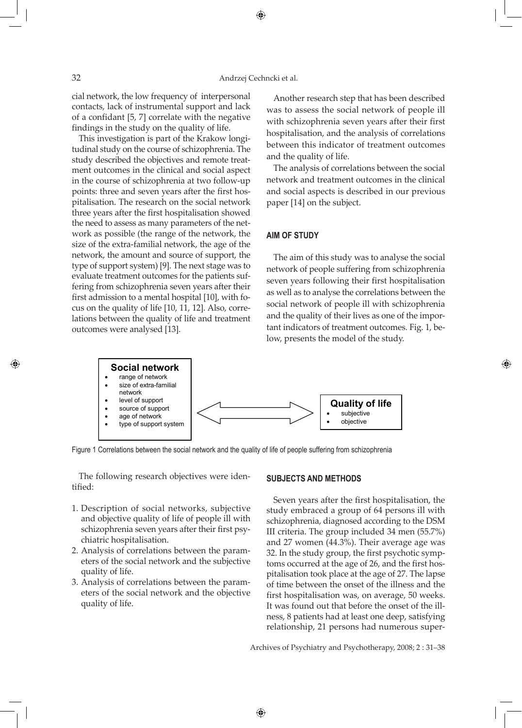cial network, the low frequency of interpersonal contacts, lack of instrumental support and lack of a confidant [5, 7] correlate with the negative findings in the study on the quality of life.

This investigation is part of the Krakow longitudinal study on the course of schizophrenia. The study described the objectives and remote treatment outcomes in the clinical and social aspect in the course of schizophrenia at two follow-up points: three and seven years after the first hospitalisation. The research on the social network three years after the first hospitalisation showed the need to assess as many parameters of the network as possible (the range of the network, the size of the extra-familial network, the age of the network, the amount and source of support, the type of support system) [9]. The next stage was to evaluate treatment outcomes for the patients suffering from schizophrenia seven years after their first admission to a mental hospital [10], with focus on the quality of life [10, 11, 12]. Also, correlations between the quality of life and treatment outcomes were analysed [13].

Another research step that has been described was to assess the social network of people ill with schizophrenia seven years after their first hospitalisation, and the analysis of correlations between this indicator of treatment outcomes and the quality of life.

The analysis of correlations between the social network and treatment outcomes in the clinical and social aspects is described in our previous paper [14] on the subject.

## AIM OF STUDY

The aim of this study was to analyse the social network of people suffering from schizophrenia seven years following their first hospitalisation as well as to analyse the correlations between the social network of people ill with schizophrenia and the quality of their lives as one of the important indicators of treatment outcomes. Fig. 1, below, presents the model of the study.

**Social network**
- range of network
- size of extra-familial network
- level of support
- source of support
- age of network
- type of support system

**Quality of life**
- subjective
- objective

Figure 1 Correlations between the social network and the quality of life of people suffering from schizophrenia

The following research objectives were identified:

1. Description of social networks, subjective and objective quality of life of people ill with schizophrenia seven years after their first psychiatric hospitalisation.
2. Analysis of correlations between the parameters of the social network and the subjective quality of life.
3. Analysis of correlations between the parameters of the social network and the objective quality of life.

## SUBJECTS AND METHODS

Seven years after the first hospitalisation, the study embraced a group of 64 persons ill with schizophrenia, diagnosed according to the DSM III criteria. The group included 34 men (55.7%) and 27 women (44.3%). Their average age was 32. In the study group, the first psychotic symptoms occurred at the age of 26, and the first hospitalisation took place at the age of 27. The lapse of time between the onset of the illness and the first hospitalisation was, on average, 50 weeks. It was found out that before the onset of the illness, 8 patients had at least one deep, satisfying relationship, 21 persons had numerous super-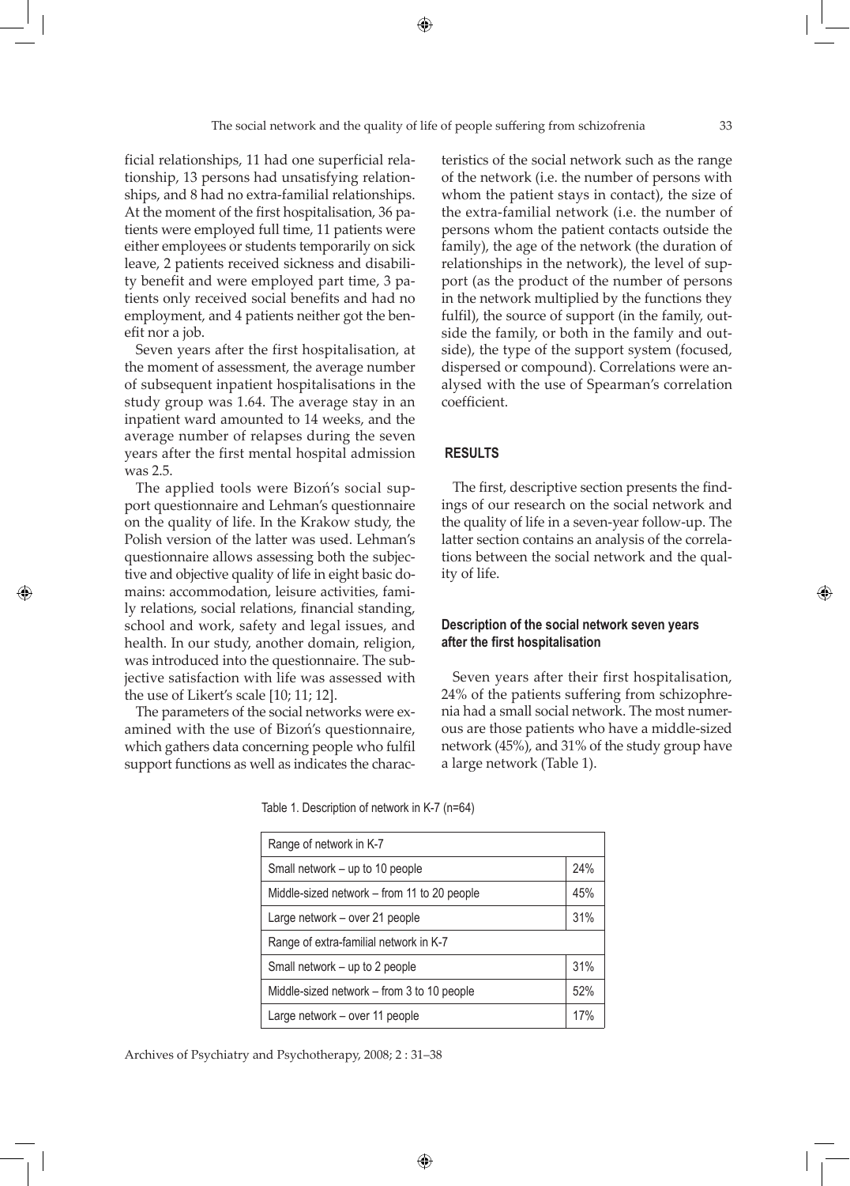ficial relationships, 11 had one superficial relationship, 13 persons had unsatisfying relationships, and 8 had no extra-familial relationships. At the moment of the first hospitalisation, 36 patients were employed full time, 11 patients were either employees or students temporarily on sick leave, 2 patients received sickness and disability benefit and were employed part time, 3 patients only received social benefits and had no employment, and 4 patients neither got the benefit nor a job.

Seven years after the first hospitalisation, at the moment of assessment, the average number of subsequent inpatient hospitalisations in the study group was 1.64. The average stay in an inpatient ward amounted to 14 weeks, and the average number of relapses during the seven years after the first mental hospital admission was 2.5.

The applied tools were Bizoń's social support questionnaire and Lehman's questionnaire on the quality of life. In the Krakow study, the Polish version of the latter was used. Lehman's questionnaire allows assessing both the subjective and objective quality of life in eight basic domains: accommodation, leisure activities, family relations, social relations, financial standing, school and work, safety and legal issues, and health. In our study, another domain, religion, was introduced into the questionnaire. The subjective satisfaction with life was assessed with the use of Likert's scale [10; 11; 12].

The parameters of the social networks were examined with the use of Bizoń's questionnaire, which gathers data concerning people who fulfil support functions as well as indicates the characteristics of the social network such as the range of the network (i.e. the number of persons with whom the patient stays in contact), the size of the extra-familial network (i.e. the number of persons whom the patient contacts outside the family), the age of the network (the duration of relationships in the network), the level of support (as the product of the number of persons in the network multiplied by the functions they fulfil), the source of support (in the family, outside the family, or both in the family and outside), the type of the support system (focused, dispersed or compound). Correlations were analysed with the use of Spearman's correlation coefficient.

## RESULTS

The first, descriptive section presents the findings of our research on the social network and the quality of life in a seven-year follow-up. The latter section contains an analysis of the correlations between the social network and the quality of life.

### Description of the social network seven years after the first hospitalisation

Seven years after their first hospitalisation, 24% of the patients suffering from schizophrenia had a small social network. The most numerous are those patients who have a middle-sized network (45%), and 31% of the study group have a large network (Table 1).

Table 1. Description of network in K-7 (n=64)

| Range of network in K-7 | |
|---|---|
| Small network – up to 10 people | 24% |
| Middle-sized network – from 11 to 20 people | 45% |
| Large network – over 21 people | 31% |
| Range of extra-familial network in K-7 | |
| Small network – up to 2 people | 31% |
| Middle-sized network – from 3 to 10 people | 52% |
| Large network – over 11 people | 17% |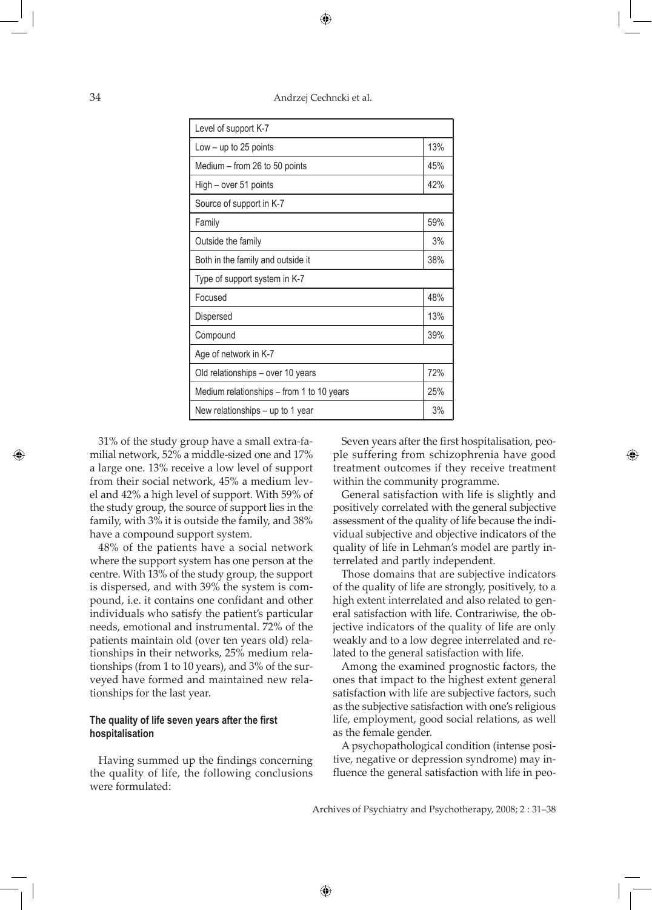| Level of support K-7 | |
|---|---|
| Low – up to 25 points | 13% |
| Medium – from 26 to 50 points | 45% |
| High – over 51 points | 42% |
| Source of support in K-7 | |
| Family | 59% |
| Outside the family | 3% |
| Both in the family and outside it | 38% |
| Type of support system in K-7 | |
| Focused | 48% |
| Dispersed | 13% |
| Compound | 39% |
| Age of network in K-7 | |
| Old relationships – over 10 years | 72% |
| Medium relationships – from 1 to 10 years | 25% |
| New relationships – up to 1 year | 3% |

31% of the study group have a small extra-familial network, 52% a middle-sized one and 17% a large one. 13% receive a low level of support from their social network, 45% a medium level and 42% a high level of support. With 59% of the study group, the source of support lies in the family, with 3% it is outside the family, and 38% have a compound support system.

48% of the patients have a social network where the support system has one person at the centre. With 13% of the study group, the support is dispersed, and with 39% the system is compound, i.e. it contains one confidant and other individuals who satisfy the patient's particular needs, emotional and instrumental. 72% of the patients maintain old (over ten years old) relationships in their networks, 25% medium relationships (from 1 to 10 years), and 3% of the surveyed have formed and maintained new relationships for the last year.

#### The quality of life seven years after the first hospitalisation

Having summed up the findings concerning the quality of life, the following conclusions were formulated:

Seven years after the first hospitalisation, people suffering from schizophrenia have good treatment outcomes if they receive treatment within the community programme.

General satisfaction with life is slightly and positively correlated with the general subjective assessment of the quality of life because the individual subjective and objective indicators of the quality of life in Lehman's model are partly interrelated and partly independent.

Those domains that are subjective indicators of the quality of life are strongly, positively, to a high extent interrelated and also related to general satisfaction with life. Contrariwise, the objective indicators of the quality of life are only weakly and to a low degree interrelated and related to the general satisfaction with life.

Among the examined prognostic factors, the ones that impact to the highest extent general satisfaction with life are subjective factors, such as the subjective satisfaction with one's religious life, employment, good social relations, as well as the female gender.

A psychopathological condition (intense positive, negative or depression syndrome) may influence the general satisfaction with life in peo-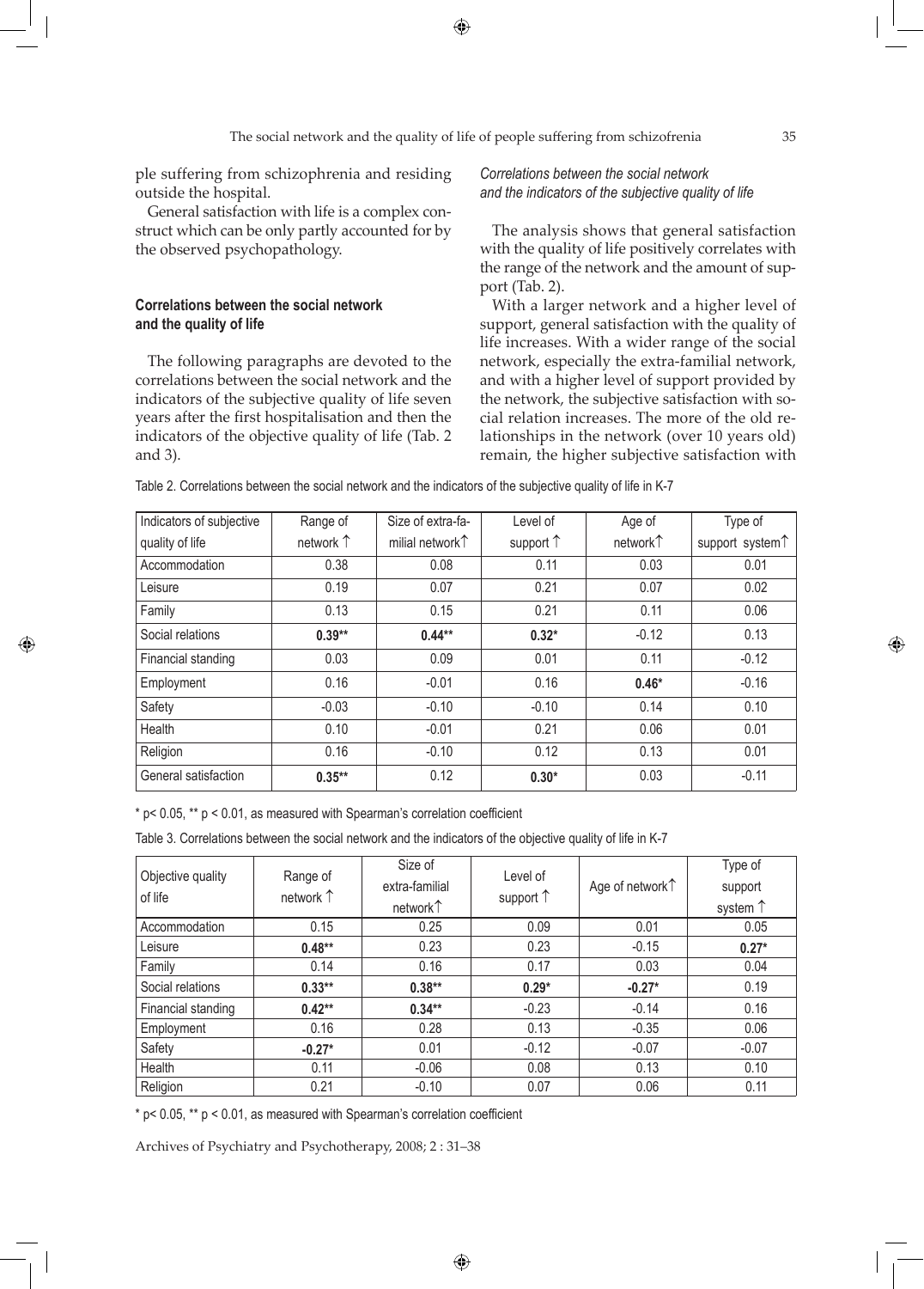ple suffering from schizophrenia and residing outside the hospital.

General satisfaction with life is a complex construct which can be only partly accounted for by the observed psychopathology.

### Correlations between the social network and the quality of life

The following paragraphs are devoted to the correlations between the social network and the indicators of the subjective quality of life seven years after the first hospitalisation and then the indicators of the objective quality of life (Tab. 2 and 3).

#### *Correlations between the social network and the indicators of the subjective quality of life*

The analysis shows that general satisfaction with the quality of life positively correlates with the range of the network and the amount of support (Tab. 2).

With a larger network and a higher level of support, general satisfaction with the quality of life increases. With a wider range of the social network, especially the extra-familial network, and with a higher level of support provided by the network, the subjective satisfaction with social relation increases. The more of the old relationships in the network (over 10 years old) remain, the higher subjective satisfaction with

Table 2. Correlations between the social network and the indicators of the subjective quality of life in K-7

| Indicators of subjective quality of life | Range of network ↑ | Size of extra-familial network↑ | Level of support ↑ | Age of network↑ | Type of support system↑ |
|---|---|---|---|---|---|
| Accommodation | 0.38 | 0.08 | 0.11 | 0.03 | 0.01 |
| Leisure | 0.19 | 0.07 | 0.21 | 0.07 | 0.02 |
| Family | 0.13 | 0.15 | 0.21 | 0.11 | 0.06 |
| Social relations | **0.39**** | **0.44**** | **0.32*** | -0.12 | 0.13 |
| Financial standing | 0.03 | 0.09 | 0.01 | 0.11 | -0.12 |
| Employment | 0.16 | -0.01 | 0.16 | **0.46*** | -0.16 |
| Safety | -0.03 | -0.10 | -0.10 | 0.14 | 0.10 |
| Health | 0.10 | -0.01 | 0.21 | 0.06 | 0.01 |
| Religion | 0.16 | -0.10 | 0.12 | 0.13 | 0.01 |
| General satisfaction | **0.35**** | 0.12 | **0.30*** | 0.03 | -0.11 |

* $p < 0.05$, ** $p < 0.01$, as measured with Spearman's correlation coefficient

Table 3. Correlations between the social network and the indicators of the objective quality of life in K-7

| Objective quality of life | Range of network ↑ | Size of extra-familial network↑ | Level of support ↑ | Age of network↑ | Type of support system ↑ |
|---|---|---|---|---|---|
| Accommodation | 0.15 | 0.25 | 0.09 | 0.01 | 0.05 |
| Leisure | **0.48**** | 0.23 | 0.23 | -0.15 | **0.27*** |
| Family | 0.14 | 0.16 | 0.17 | 0.03 | 0.04 |
| Social relations | **0.33**** | **0.38**** | **0.29*** | **-0.27*** | 0.19 |
| Financial standing | **0.42**** | **0.34**** | -0.23 | -0.14 | 0.16 |
| Employment | 0.16 | 0.28 | 0.13 | -0.35 | 0.06 |
| Safety | **-0.27*** | 0.01 | -0.12 | -0.07 | -0.07 |
| Health | 0.11 | -0.06 | 0.08 | 0.13 | 0.10 |
| Religion | 0.21 | -0.10 | 0.07 | 0.06 | 0.11 |

* $p < 0.05$, ** $p < 0.01$, as measured with Spearman's correlation coefficient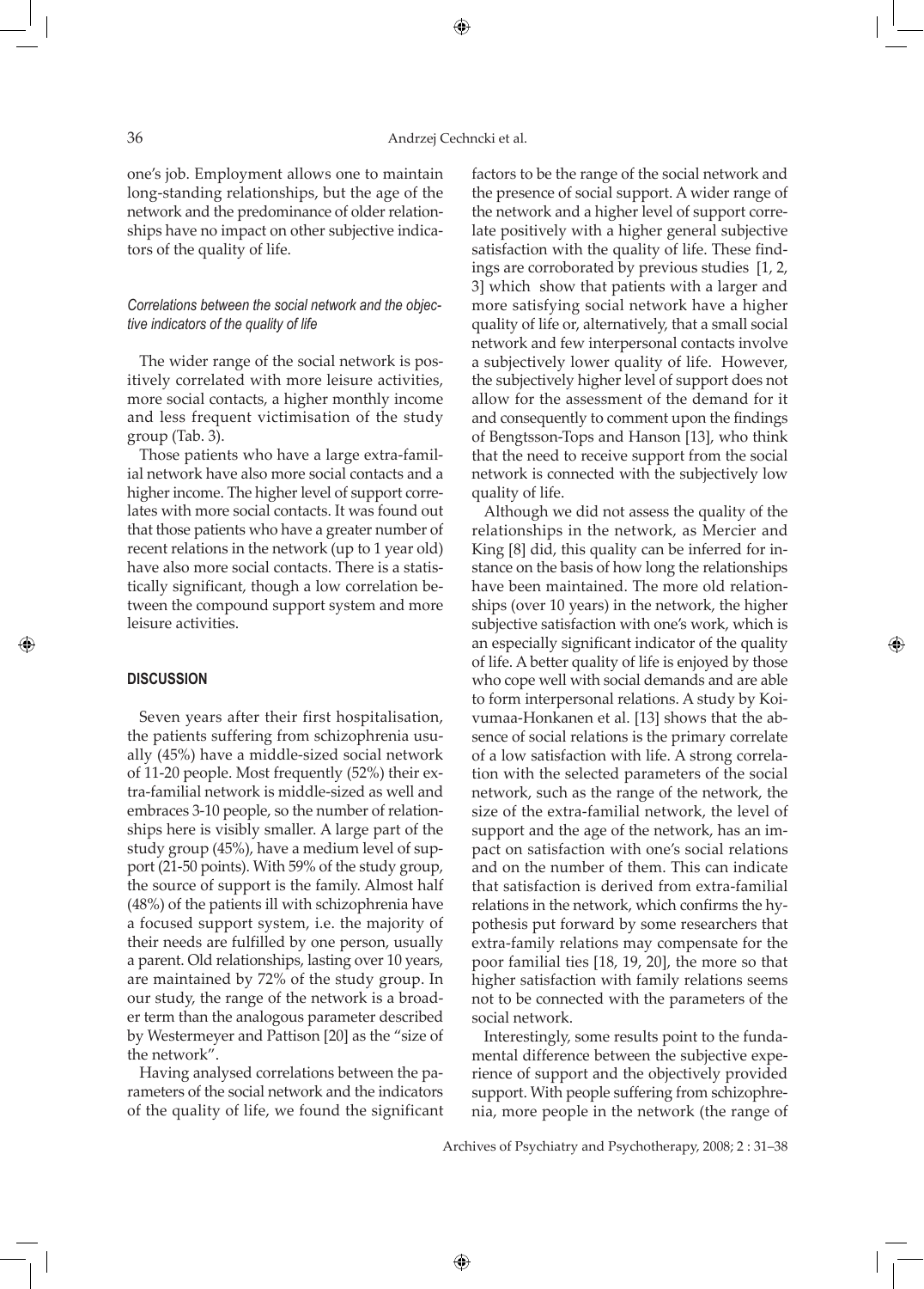one's job. Employment allows one to maintain long-standing relationships, but the age of the network and the predominance of older relationships have no impact on other subjective indicators of the quality of life.

*Correlations between the social network and the objective indicators of the quality of life*

The wider range of the social network is positively correlated with more leisure activities, more social contacts, a higher monthly income and less frequent victimisation of the study group (Tab. 3).

Those patients who have a large extra-familial network have also more social contacts and a higher income. The higher level of support correlates with more social contacts. It was found out that those patients who have a greater number of recent relations in the network (up to 1 year old) have also more social contacts. There is a statistically significant, though a low correlation between the compound support system and more leisure activities.

## DISCUSSION

Seven years after their first hospitalisation, the patients suffering from schizophrenia usually (45%) have a middle-sized social network of 11-20 people. Most frequently (52%) their extra-familial network is middle-sized as well and embraces 3-10 people, so the number of relationships here is visibly smaller. A large part of the study group (45%), have a medium level of support (21-50 points). With 59% of the study group, the source of support is the family. Almost half (48%) of the patients ill with schizophrenia have a focused support system, i.e. the majority of their needs are fulfilled by one person, usually a parent. Old relationships, lasting over 10 years, are maintained by 72% of the study group. In our study, the range of the network is a broader term than the analogous parameter described by Westermeyer and Pattison [20] as the "size of the network".

Having analysed correlations between the parameters of the social network and the indicators of the quality of life, we found the significant factors to be the range of the social network and the presence of social support. A wider range of the network and a higher level of support correlate positively with a higher general subjective satisfaction with the quality of life. These findings are corroborated by previous studies [1, 2, 3] which show that patients with a larger and more satisfying social network have a higher quality of life or, alternatively, that a small social network and few interpersonal contacts involve a subjectively lower quality of life. However, the subjectively higher level of support does not allow for the assessment of the demand for it and consequently to comment upon the findings of Bengtsson-Tops and Hanson [13], who think that the need to receive support from the social network is connected with the subjectively low quality of life.

Although we did not assess the quality of the relationships in the network, as Mercier and King [8] did, this quality can be inferred for instance on the basis of how long the relationships have been maintained. The more old relationships (over 10 years) in the network, the higher subjective satisfaction with one's work, which is an especially significant indicator of the quality of life. A better quality of life is enjoyed by those who cope well with social demands and are able to form interpersonal relations. A study by Koivumaa-Honkanen et al. [13] shows that the absence of social relations is the primary correlate of a low satisfaction with life. A strong correlation with the selected parameters of the social network, such as the range of the network, the size of the extra-familial network, the level of support and the age of the network, has an impact on satisfaction with one's social relations and on the number of them. This can indicate that satisfaction is derived from extra-familial relations in the network, which confirms the hypothesis put forward by some researchers that extra-family relations may compensate for the poor familial ties [18, 19, 20], the more so that higher satisfaction with family relations seems not to be connected with the parameters of the social network.

Interestingly, some results point to the fundamental difference between the subjective experience of support and the objectively provided support. With people suffering from schizophrenia, more people in the network (the range of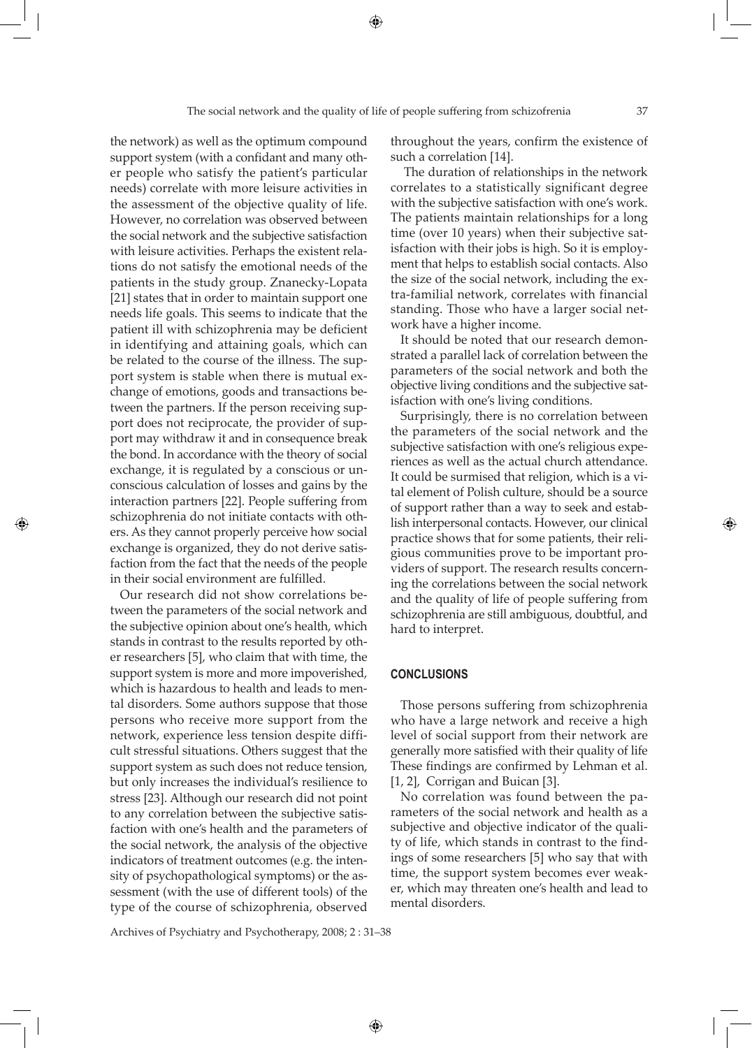the network) as well as the optimum compound support system (with a confidant and many other people who satisfy the patient's particular needs) correlate with more leisure activities in the assessment of the objective quality of life. However, no correlation was observed between the social network and the subjective satisfaction with leisure activities. Perhaps the existent relations do not satisfy the emotional needs of the patients in the study group. Znanecky-Lopata [21] states that in order to maintain support one needs life goals. This seems to indicate that the patient ill with schizophrenia may be deficient in identifying and attaining goals, which can be related to the course of the illness. The support system is stable when there is mutual exchange of emotions, goods and transactions between the partners. If the person receiving support does not reciprocate, the provider of support may withdraw it and in consequence break the bond. In accordance with the theory of social exchange, it is regulated by a conscious or unconscious calculation of losses and gains by the interaction partners [22]. People suffering from schizophrenia do not initiate contacts with others. As they cannot properly perceive how social exchange is organized, they do not derive satisfaction from the fact that the needs of the people in their social environment are fulfilled.

Our research did not show correlations between the parameters of the social network and the subjective opinion about one's health, which stands in contrast to the results reported by other researchers [5], who claim that with time, the support system is more and more impoverished, which is hazardous to health and leads to mental disorders. Some authors suppose that those persons who receive more support from the network, experience less tension despite difficult stressful situations. Others suggest that the support system as such does not reduce tension, but only increases the individual's resilience to stress [23]. Although our research did not point to any correlation between the subjective satisfaction with one's health and the parameters of the social network, the analysis of the objective indicators of treatment outcomes (e.g. the intensity of psychopathological symptoms) or the assessment (with the use of different tools) of the type of the course of schizophrenia, observed throughout the years, confirm the existence of such a correlation [14].

The duration of relationships in the network correlates to a statistically significant degree with the subjective satisfaction with one's work. The patients maintain relationships for a long time (over 10 years) when their subjective satisfaction with their jobs is high. So it is employment that helps to establish social contacts. Also the size of the social network, including the extra-familial network, correlates with financial standing. Those who have a larger social network have a higher income.

It should be noted that our research demonstrated a parallel lack of correlation between the parameters of the social network and both the objective living conditions and the subjective satisfaction with one's living conditions.

Surprisingly, there is no correlation between the parameters of the social network and the subjective satisfaction with one's religious experiences as well as the actual church attendance. It could be surmised that religion, which is a vital element of Polish culture, should be a source of support rather than a way to seek and establish interpersonal contacts. However, our clinical practice shows that for some patients, their religious communities prove to be important providers of support. The research results concerning the correlations between the social network and the quality of life of people suffering from schizophrenia are still ambiguous, doubtful, and hard to interpret.

## CONCLUSIONS

Those persons suffering from schizophrenia who have a large network and receive a high level of social support from their network are generally more satisfied with their quality of life These findings are confirmed by Lehman et al. [1, 2], Corrigan and Buican [3].

No correlation was found between the parameters of the social network and health as a subjective and objective indicator of the quality of life, which stands in contrast to the findings of some researchers [5] who say that with time, the support system becomes ever weaker, which may threaten one's health and lead to mental disorders.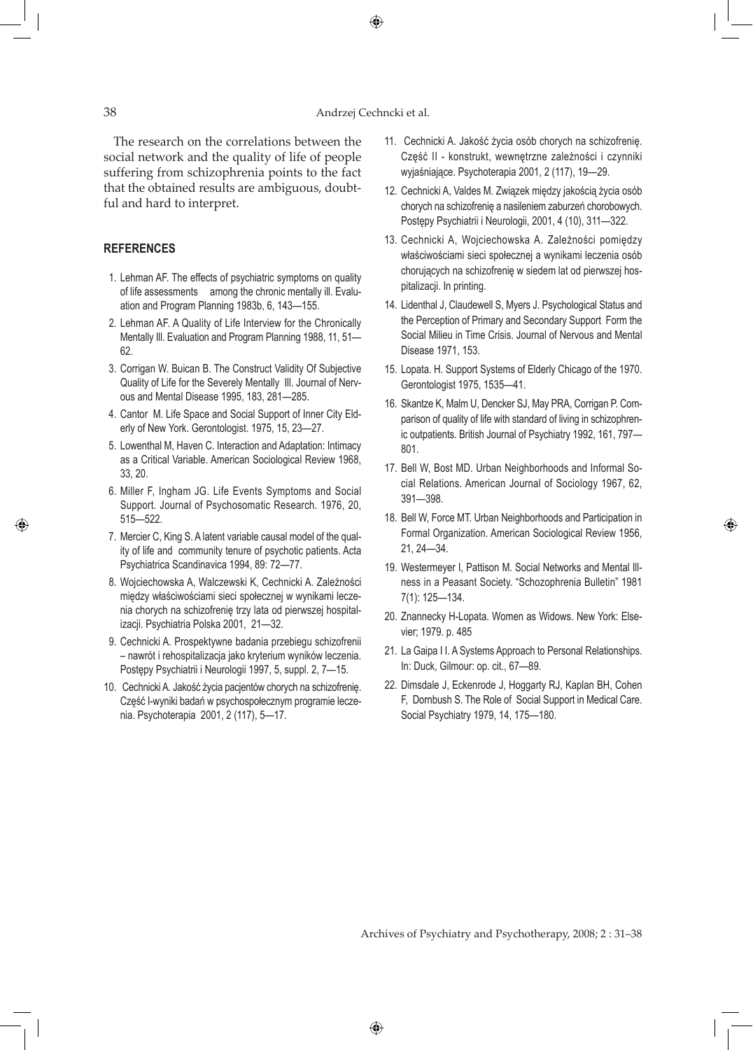The research on the correlations between the social network and the quality of life of people suffering from schizophrenia points to the fact that the obtained results are ambiguous, doubtful and hard to interpret.

## REFERENCES

1. Lehman AF. The effects of psychiatric symptoms on quality of life assessments among the chronic mentally ill. Evaluation and Program Planning 1983b, 6, 143—155.
2. Lehman AF. A Quality of Life Interview for the Chronically Mentally Ill. Evaluation and Program Planning 1988, 11, 51—62.
3. Corrigan W. Buican B. The Construct Validity Of Subjective Quality of Life for the Severely Mentally Ill. Journal of Nervous and Mental Disease 1995, 183, 281—285.
4. Cantor M. Life Space and Social Support of Inner City Elderly of New York. Gerontologist. 1975, 15, 23—27.
5. Lowenthal M, Haven C. Interaction and Adaptation: Intimacy as a Critical Variable. American Sociological Review 1968, 33, 20.
6. Miller F, Ingham JG. Life Events Symptoms and Social Support. Journal of Psychosomatic Research. 1976, 20, 515—522.
7. Mercier C, King S. A latent variable causal model of the quality of life and community tenure of psychotic patients. Acta Psychiatrica Scandinavica 1994, 89: 72—77.
8. Wojciechowska A, Walczewski K, Cechnicki A. Zależności między właściwościami sieci społecznej w wynikami leczenia chorych na schizofrenię trzy lata od pierwszej hospitalizacji. Psychiatria Polska 2001, 21—32.
9. Cechnicki A. Prospektywne badania przebiegu schizofrenii – nawrót i rehospitalizacja jako kryterium wyników leczenia. Postępy Psychiatrii i Neurologii 1997, 5, suppl. 2, 7—15.
10. Cechnicki A. Jakość życia pacjentów chorych na schizofrenię. Część I-wyniki badań w psychospołecznym programie leczenia. Psychoterapia 2001, 2 (117), 5—17.
11. Cechnicki A. Jakość życia osób chorych na schizofrenię. Część II - konstrukt, wewnętrzne zależności i czynniki wyjaśniające. Psychoterapia 2001, 2 (117), 19—29.
12. Cechnicki A, Valdes M. Związek między jakością życia osób chorych na schizofrenię a nasileniem zaburzeń chorobowych. Postępy Psychiatrii i Neurologii, 2001, 4 (10), 311—322.
13. Cechnicki A, Wojciechowska A. Zależności pomiędzy właściwościami sieci społecznej a wynikami leczenia osób chorujących na schizofrenię w siedem lat od pierwszej hospitalizacji. In printing.
14. Lidenthal J, Claudewell S, Myers J. Psychological Status and the Perception of Primary and Secondary Support Form the Social Milieu in Time Crisis. Journal of Nervous and Mental Disease 1971, 153.
15. Lopata. H. Support Systems of Elderly Chicago of the 1970. Gerontologist 1975, 1535—41.
16. Skantze K, Malm U, Dencker SJ, May PRA, Corrigan P. Comparison of quality of life with standard of living in schizophrenic outpatients. British Journal of Psychiatry 1992, 161, 797—801.
17. Bell W, Bost MD. Urban Neighborhoods and Informal Social Relations. American Journal of Sociology 1967, 62, 391—398.
18. Bell W, Force MT. Urban Neighborhoods and Participation in Formal Organization. American Sociological Review 1956, 21, 24—34.
19. Westermeyer I, Pattison M. Social Networks and Mental Illness in a Peasant Society. "Schozophrenia Bulletin" 1981 7(1): 125—134.
20. Znannecky H-Lopata. Women as Widows. New York: Elsevier; 1979. p. 485
21. La Gaipa I I. A Systems Approach to Personal Relationships. In: Duck, Gilmour: op. cit., 67—89.
22. Dimsdale J, Eckenrode J, Hoggarty RJ, Kaplan BH, Cohen F, Dornbush S. The Role of Social Support in Medical Care. Social Psychiatry 1979, 14, 175—180.